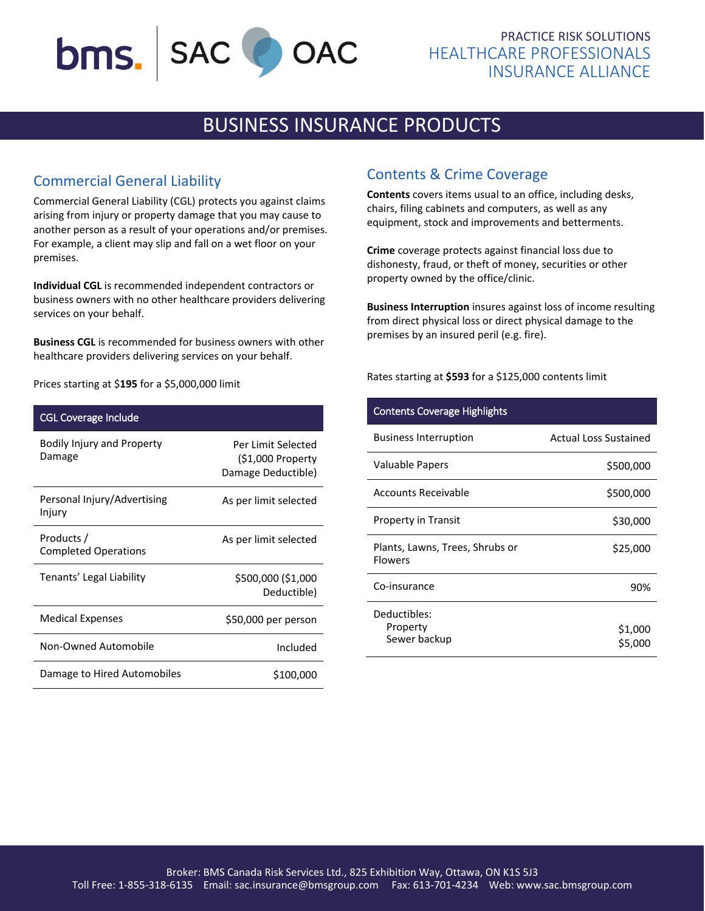PRACTICE RISK SOLUTIONS
HEALTHCARE PROFESSIONALS INSURANCE ALLIANCE

# BUSINESS INSURANCE PRODUCTS

## Commercial General Liability

Commercial General Liability (CGL) protects you against claims arising from injury or property damage that you may cause to another person as a result of your operations and/or premises. For example, a client may slip and fall on a wet floor on your premises.

**Individual CGL** is recommended independent contractors or business owners with no other healthcare providers delivering services on your behalf.

**Business CGL** is recommended for business owners with other healthcare providers delivering services on your behalf.

Prices starting at $**195** for a $5,000,000 limit

| CGL Coverage Include | |
|---|---|
| Bodily Injury and Property Damage | Per Limit Selected ($1,000 Property Damage Deductible) |
| Personal Injury/Advertising Injury | As per limit selected |
| Products / Completed Operations | As per limit selected |
| Tenants' Legal Liability | $500,000 ($1,000 Deductible) |
| Medical Expenses | $50,000 per person |
| Non-Owned Automobile | Included |
| Damage to Hired Automobiles | $100,000 |

## Contents & Crime Coverage

**Contents** covers items usual to an office, including desks, chairs, filing cabinets and computers, as well as any equipment, stock and improvements and betterments.

**Crime** coverage protects against financial loss due to dishonesty, fraud, or theft of money, securities or other property owned by the office/clinic.

**Business Interruption** insures against loss of income resulting from direct physical loss or direct physical damage to the premises by an insured peril (e.g. fire).

Rates starting at **$593** for a $125,000 contents limit

| Contents Coverage Highlights | |
|---|---|
| Business Interruption | Actual Loss Sustained |
| Valuable Papers | $500,000 |
| Accounts Receivable | $500,000 |
| Property in Transit | $30,000 |
| Plants, Lawns, Trees, Shrubs or Flowers | $25,000 |
| Co-insurance | 90% |
| Deductibles:<br>Property<br>Sewer backup | <br>$1,000<br>$5,000 |

Broker: BMS Canada Risk Services Ltd., 825 Exhibition Way, Ottawa, ON K1S 5J3
Toll Free: 1-855-318-6135 Email: sac.insurance@bmsgroup.com Fax: 613-701-4234 Web: www.sac.bmsgroup.com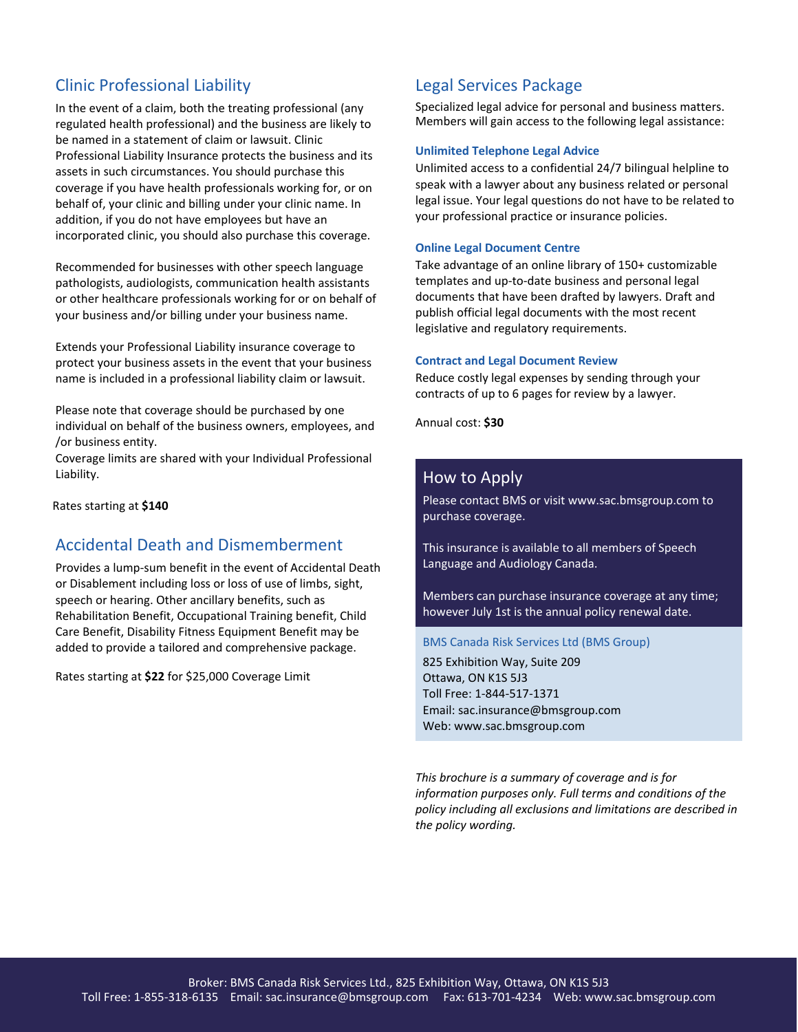## Clinic Professional Liability

In the event of a claim, both the treating professional (any regulated health professional) and the business are likely to be named in a statement of claim or lawsuit. Clinic Professional Liability Insurance protects the business and its assets in such circumstances. You should purchase this coverage if you have health professionals working for, or on behalf of, your clinic and billing under your clinic name. In addition, if you do not have employees but have an incorporated clinic, you should also purchase this coverage.

Recommended for businesses with other speech language pathologists, audiologists, communication health assistants or other healthcare professionals working for or on behalf of your business and/or billing under your business name.

Extends your Professional Liability insurance coverage to protect your business assets in the event that your business name is included in a professional liability claim or lawsuit.

Please note that coverage should be purchased by one individual on behalf of the business owners, employees, and /or business entity.
Coverage limits are shared with your Individual Professional Liability.

Rates starting at **$140**

## Accidental Death and Dismemberment

Provides a lump-sum benefit in the event of Accidental Death or Disablement including loss or loss of use of limbs, sight, speech or hearing. Other ancillary benefits, such as Rehabilitation Benefit, Occupational Training benefit, Child Care Benefit, Disability Fitness Equipment Benefit may be added to provide a tailored and comprehensive package.

Rates starting at **$22** for $25,000 Coverage Limit

## Legal Services Package

Specialized legal advice for personal and business matters. Members will gain access to the following legal assistance:

### Unlimited Telephone Legal Advice

Unlimited access to a confidential 24/7 bilingual helpline to speak with a lawyer about any business related or personal legal issue. Your legal questions do not have to be related to your professional practice or insurance policies.

### Online Legal Document Centre

Take advantage of an online library of 150+ customizable templates and up-to-date business and personal legal documents that have been drafted by lawyers. Draft and publish official legal documents with the most recent legislative and regulatory requirements.

### Contract and Legal Document Review

Reduce costly legal expenses by sending through your contracts of up to 6 pages for review by a lawyer.

Annual cost: **$30**

## How to Apply

Please contact BMS or visit www.sac.bmsgroup.com to purchase coverage.

This insurance is available to all members of Speech Language and Audiology Canada.

Members can purchase insurance coverage at any time; however July 1st is the annual policy renewal date.

BMS Canada Risk Services Ltd (BMS Group)
825 Exhibition Way, Suite 209
Ottawa, ON K1S 5J3
Toll Free: 1-844-517-1371
Email: sac.insurance@bmsgroup.com
Web: www.sac.bmsgroup.com

*This brochure is a summary of coverage and is for information purposes only. Full terms and conditions of the policy including all exclusions and limitations are described in the policy wording.*

Broker: BMS Canada Risk Services Ltd., 825 Exhibition Way, Ottawa, ON K1S 5J3
Toll Free: 1-855-318-6135 Email: sac.insurance@bmsgroup.com Fax: 613-701-4234 Web: www.sac.bmsgroup.com